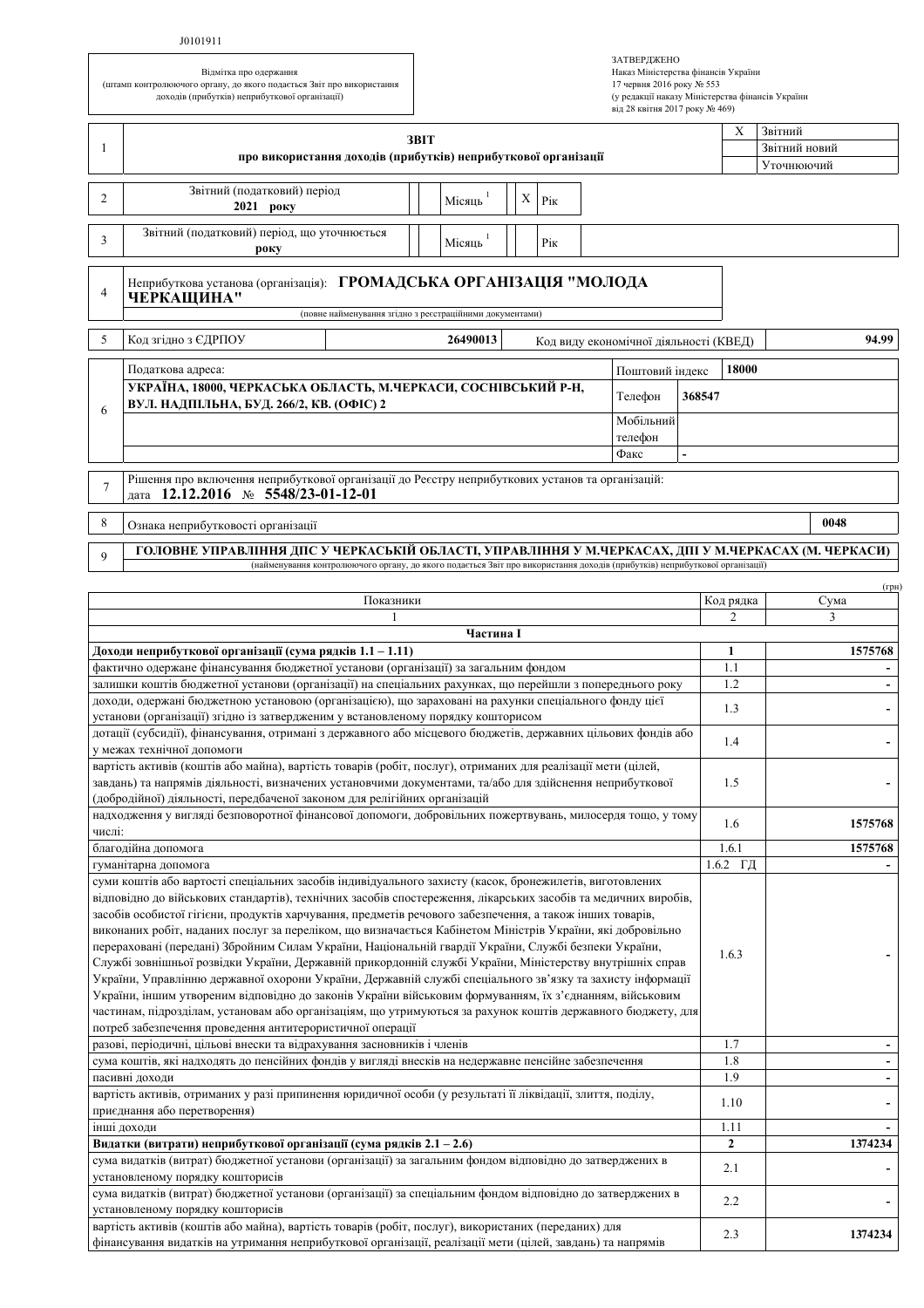J0101911

Відмітка про одержання
(штамп контролюючого органу, до якого подається Звіт про використання доходів (прибутків) неприбуткової організації)

ЗАТВЕРДЖЕНО
Наказ Міністерства фінансів України
17 червня 2016 року № 553
(у редакції наказу Міністерства фінансів України від 28 квітня 2017 року № 469)

| 1 | **ЗВІТ про використання доходів (прибутків) неприбуткової організації** | X | Звітний |
|---|---|---|---|
| | | | Звітний новий |
| | | | Уточнюючий |

| 2 | Звітний (податковий) період **2021 року** | | Місяць [1] | X | Рік |
|---|---|---|---|---|---|
| 3 | Звітний (податковий) період, що уточнюється **року** | | Місяць [1] | | Рік |

| 4 | Неприбуткова установа (організація): **ГРОМАДСЬКА ОРГАНІЗАЦІЯ "МОЛОДА ЧЕРКАЩИНА"** (повне найменування згідно з реєстраційними документами) |
|---|---|

| 5 | Код згідно з ЄДРПОУ | **26490013** | Код виду економічної діяльності (КВЕД) | **94.99** |
|---|---|---|---|---|

| 6 | Податкова адреса: | Поштовий індекс | **18000** |
|---|---|---|---|
| | **УКРАЇНА, 18000, ЧЕРКАСЬКА ОБЛАСТЬ, М.ЧЕРКАСИ, СОСНІВСЬКИЙ Р-Н, ВУЛ. НАДПІЛЬНА, БУД. 266/2, КВ. (ОФІС) 2** | Телефон | **368547** |
| | | Мобільний телефон | |
| | | Факс | - |

| 7 | Рішення про включення неприбуткової організації до Реєстру неприбуткових установ та організацій: дата **12.12.2016** № **5548/23-01-12-01** |
|---|---|

| 8 | Ознака неприбутковості організації | **0048** |
|---|---|---|

| 9 | **ГОЛОВНЕ УПРАВЛІННЯ ДПС У ЧЕРКАСЬКІЙ ОБЛАСТІ, УПРАВЛІННЯ У М.ЧЕРКАСАХ, ДПІ У М.ЧЕРКАСАХ (М. ЧЕРКАСИ)** (найменування контролюючого органу, до якого подається Звіт про використання доходів (прибутків) неприбуткової організації) |
|---|---|

(грн)

| Показники | Код рядка | Сума |
|---|---|---|
| 1 | 2 | 3 |
| **Частина І** | | |
| **Доходи неприбуткової організації (сума рядків 1.1 – 1.11)** | **1** | **1575768** |
| фактично одержане фінансування бюджетної установи (організації) за загальним фондом | 1.1 | - |
| залишки коштів бюджетної установи (організації) на спеціальних рахунках, що перейшли з попереднього року | 1.2 | - |
| доходи, одержані бюджетною установою (організацією), що зараховані на рахунки спеціального фонду цієї установи (організації) згідно із затвердженим у встановленому порядку кошторисом | 1.3 | - |
| дотації (субсидії), фінансування, отримані з державного або місцевого бюджетів, державних цільових фондів або у межах технічної допомоги | 1.4 | - |
| вартість активів (коштів або майна), вартість товарів (робіт, послуг), отриманих для реалізації мети (цілей, завдань) та напрямів діяльності, визначених установчими документами, та/або для здійснення неприбуткової (добродійної) діяльності, передбаченої законом для релігійних організацій | 1.5 | - |
| надходження у вигляді безповоротної фінансової допомоги, добровільних пожертвувань, милосердя тощо, у тому числі: | 1.6 | **1575768** |
| благодійна допомога | 1.6.1 | **1575768** |
| гуманітарна допомога | 1.6.2 ГД | - |
| суми коштів або вартості спеціальних засобів індивідуального захисту (касок, бронежилетів, виготовлених відповідно до військових стандартів), технічних засобів спостереження, лікарських засобів та медичних виробів, засобів особистої гігієни, продуктів харчування, предметів речового забезпечення, а також інших товарів, виконаних робіт, наданих послуг за переліком, що визначається Кабінетом Міністрів України, які добровільно перераховані (передані) Збройним Силам України, Національній гвардії України, Службі безпеки України, Службі зовнішньої розвідки України, Державній прикордонній службі України, Міністерству внутрішніх справ України, Управлінню державної охорони України, Державній службі спеціального зв'язку та захисту інформації України, іншим утвореним відповідно до законів України військовим формуванням, їх з'єднанням, військовим частинам, підрозділам, установам або організаціям, що утримуються за рахунок коштів державного бюджету, для потреб забезпечення проведення антитерористичної операції | 1.6.3 | - |
| разові, періодичні, цільові внески та відрахування засновників і членів | 1.7 | - |
| сума коштів, які надходять до пенсійних фондів у вигляді внесків на недержавне пенсійне забезпечення | 1.8 | - |
| пасивні доходи | 1.9 | - |
| вартість активів, отриманих у разі припинення юридичної особи (у результаті її ліквідації, злиття, поділу, приєднання або перетворення) | 1.10 | - |
| інші доходи | 1.11 | - |
| **Видатки (витрати) неприбуткової організації (сума рядків 2.1 – 2.6)** | **2** | **1374234** |
| сума видатків (витрат) бюджетної установи (організації) за загальним фондом відповідно до затверджених в установленому порядку кошторисів | 2.1 | - |
| сума видатків (витрат) бюджетної установи (організації) за спеціальним фондом відповідно до затверджених в установленому порядку кошторисів | 2.2 | - |
| вартість активів (коштів або майна), вартість товарів (робіт, послуг), використаних (переданих) для фінансування видатків на утримання неприбуткової організації, реалізації мети (цілей, завдань) та напрямів | 2.3 | **1374234** |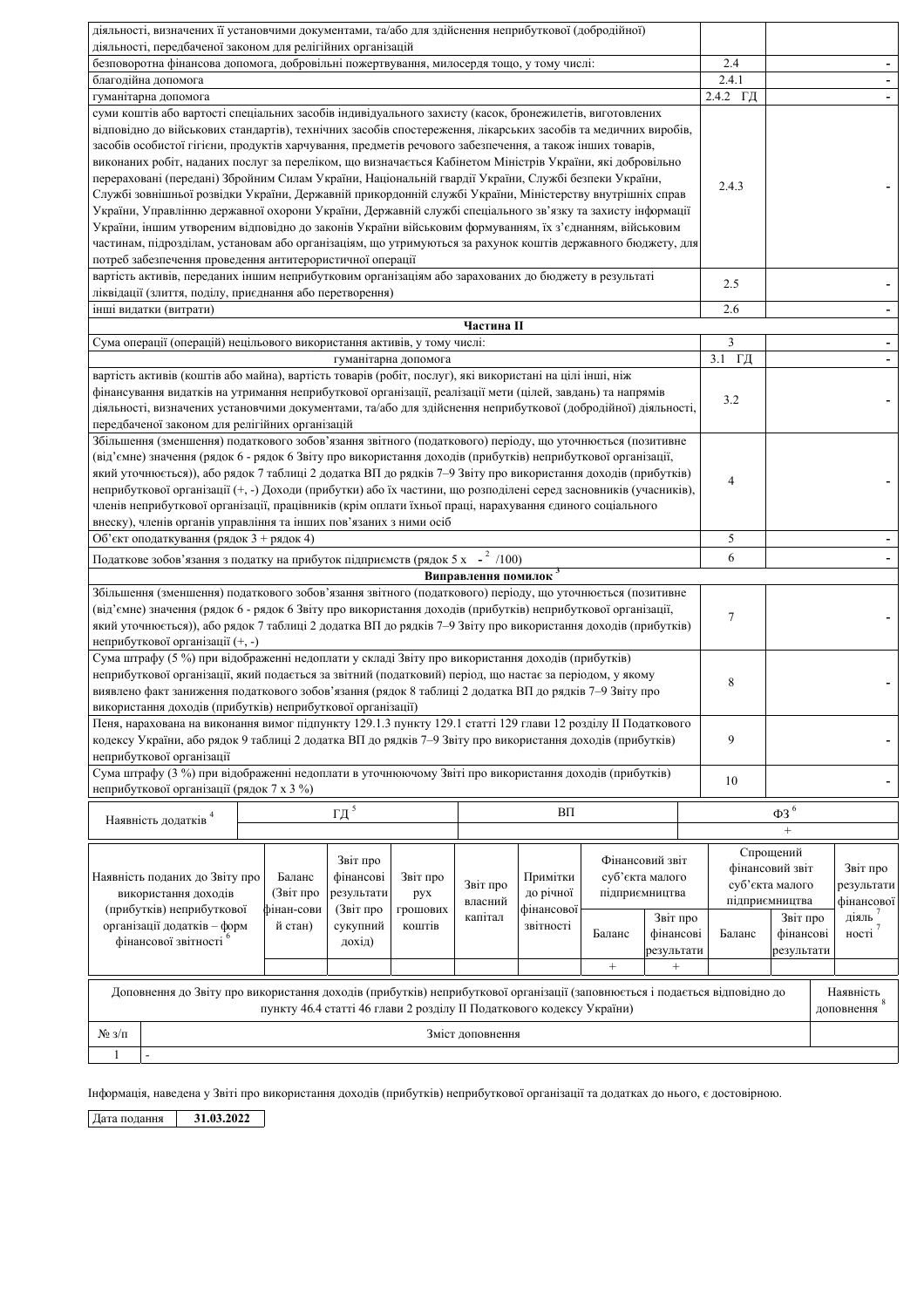| | | |
|---|---|---|
| діяльності, визначених її установчими документами, та/або для здійснення неприбуткової (добродійної) діяльності, передбаченої законом для релігійних організацій | | |
| безповоротна фінансова допомога, добровільні пожертвування, милосердя тощо, у тому числі: | 2.4 | - |
| благодійна допомога | 2.4.1 | - |
| гуманітарна допомога | 2.4.2 ГД | - |
| суми коштів або вартості спеціальних засобів індивідуального захисту (касок, бронежилетів, виготовлених відповідно до військових стандартів), технічних засобів спостереження, лікарських засобів та медичних виробів, засобів особистої гігієни, продуктів харчування, предметів речового забезпечення, а також інших товарів, виконаних робіт, наданих послуг за переліком, що визначається Кабінетом Міністрів України, які добровільно перераховані (передані) Збройним Силам України, Національній гвардії України, Службі безпеки України, Службі зовнішньої розвідки України, Державній прикордонній службі України, Міністерству внутрішніх справ України, Управлінню державної охорони України, Державній службі спеціального зв'язку та захисту інформації України, іншим утвореним відповідно до законів України військовим формуванням, їх з'єднанням, військовим частинам, підрозділам, установам або організаціям, що утримуються за рахунок коштів державного бюджету, для потреб забезпечення проведення антитерористичної операції | 2.4.3 | - |
| вартість активів, переданих іншим неприбутковим організаціям або зарахованих до бюджету в результаті ліквідації (злиття, поділу, приєднання або перетворення) | 2.5 | - |
| інші видатки (витрати) | 2.6 | - |
| **Частина ІІ** | | |
| Сума операції (операцій) нецільового використання активів, у тому числі: | 3 | - |
| гуманітарна допомога | 3.1 ГД | - |
| вартість активів (коштів або майна), вартість товарів (робіт, послуг), які використані на цілі інші, ніж фінансування видатків на утримання неприбуткової організації, реалізації мети (цілей, завдань) та напрямів діяльності, визначених установчими документами, та/або для здійснення неприбуткової (добродійної) діяльності, передбаченої законом для релігійних організацій | 3.2 | - |
| Збільшення (зменшення) податкового зобов'язання звітного (податкового) періоду, що уточнюється (позитивне (від'ємне) значення (рядок 6 - рядок 6 Звіту про використання доходів (прибутків) неприбуткової організації, який уточнюється)), або рядок 7 таблиці 2 додатка ВП до рядків 7–9 Звіту про використання доходів (прибутків) неприбуткової організації (+, -) Доходи (прибутки) або їх частини, що розподілені серед засновників (учасників), членів неприбуткової організації, працівників (крім оплати їхньої праці, нарахування єдиного соціального внеску), членів органів управління та інших пов'язаних з ними осіб | 4 | - |
| Об'єкт оподаткування (рядок 3 + рядок 4) | 5 | - |
| Податкове зобов'язання з податку на прибуток підприємств (рядок 5 x - [2] /100) | 6 | - |
| **Виправлення помилок [3]** | | |
| Збільшення (зменшення) податкового зобов'язання звітного (податкового) періоду, що уточнюється (позитивне (від'ємне) значення (рядок 6 - рядок 6 Звіту про використання доходів (прибутків) неприбуткової організації, який уточнюється)), або рядок 7 таблиці 2 додатка ВП до рядків 7–9 Звіту про використання доходів (прибутків) неприбуткової організації (+, -) | 7 | - |
| Сума штрафу (5 %) при відображенні недоплати у складі Звіту про використання доходів (прибутків) неприбуткової організації, який подається за звітний (податковий) період, що настає за періодом, у якому виявлено факт заниження податкового зобов'язання (рядок 8 таблиці 2 додатка ВП до рядків 7–9 Звіту про використання доходів (прибутків) неприбуткової організації) | 8 | - |
| Пеня, нарахована на виконання вимог підпункту 129.1.3 пункту 129.1 статті 129 глави 12 розділу ІІ Податкового кодексу України, або рядок 9 таблиці 2 додатка ВП до рядків 7–9 Звіту про використання доходів (прибутків) неприбуткової організації | 9 | - |
| Сума штрафу (3 %) при відображенні недоплати в уточнюючому Звіті про використання доходів (прибутків) неприбуткової організації (рядок 7 x 3 %) | 10 | - |

| Наявність додатків [4] | ГД [5] | ВП | ФЗ [6] |
|---|---|---|---|
| | | | + |

| Наявність поданих до Звіту про використання доходів (прибутків) неприбуткової організації додатків – форм фінансової звітності [6] | Баланс (Звіт про фінан-сови й стан) | Звіт про фінансові результати (Звіт про сукупний дохід) | Звіт про рух грошових коштів | Звіт про власний капітал | Примітки до річної фінансової звітності | Фінансовий звіт суб'єкта малого підприємництва | | Спрощений фінансовий звіт суб'єкта малого підприємництва | | Звіт про результати фінансової діяль ності [7] |
|---|---|---|---|---|---|---|---|---|---|---|
| | | | | | | Баланс | Звіт про фінансові результати | Баланс | Звіт про фінансові результати | |
| | | | | | | + | + | | | |

| Доповнення до Звіту про використання доходів (прибутків) неприбуткової організації (заповнюється і подається відповідно до пункту 46.4 статті 46 глави 2 розділу ІІ Податкового кодексу України) | | Наявність доповнення [8] |
|---|---|---|
| № з/п | Зміст доповнення | |
| 1 | - | |

Інформація, наведена у Звіті про використання доходів (прибутків) неприбуткової організації та додатках до нього, є достовірною.

| Дата подання | **31.03.2022** |
|---|---|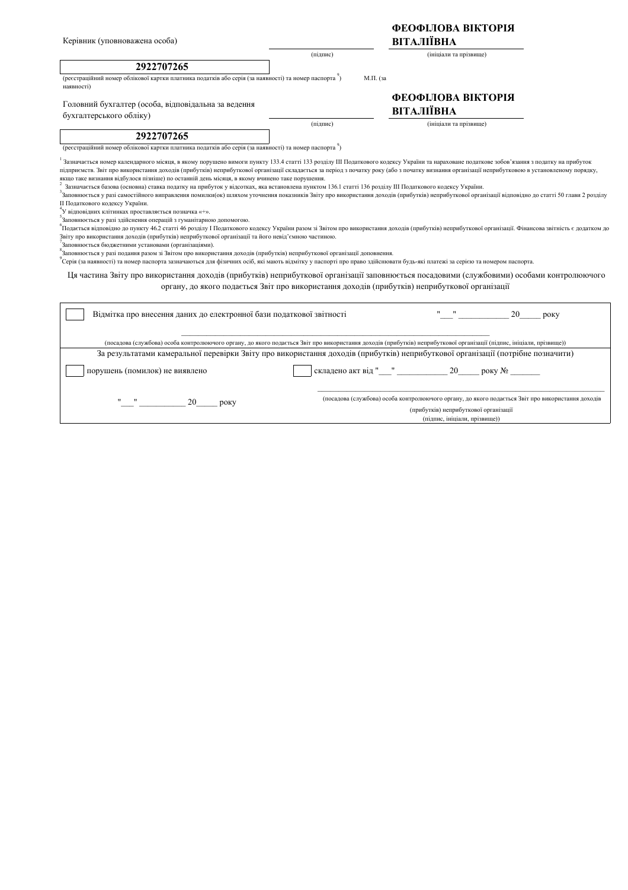| | | |
|---|---|---|
| Керівник (уповноважена особа) | _______________ (підпис) | **ФЕОФІЛОВА ВІКТОРІЯ ВІТАЛІЇВНА** (ініціали та прізвище) |

**2922707265**
(реєстраційний номер облікової картки платника податків або серія (за наявності) та номер паспорта [9]) М.П. (за наявності)

| | | |
|---|---|---|
| Головний бухгалтер (особа, відповідальна за ведення бухгалтерского обліку) | _______________ (підпис) | **ФЕОФІЛОВА ВІКТОРІЯ ВІТАЛІЇВНА** (ініціали та прізвище) |

**2922707265**
(реєстраційний номер облікової картки платника податків або серія (за наявності) та номер паспорта [9])

[1] Зазначається номер календарного місяця, в якому порушено вимоги пункту 133.4 статті 133 розділу III Податкового кодексу України та нараховане податкове зобов'язання з податку на прибуток підприємств. Звіт про використання доходів (прибутків) неприбуткової організації складається за період з початку року (або з початку визнання організації неприбутковою в установленому порядку, якщо таке визнання відбулося пізніше) по останній день місяця, в якому вчинено таке порушення.
[2] Зазначається базова (основна) ставка податку на прибуток у відсотках, яка встановлена пунктом 136.1 статті 136 розділу III Податкового кодексу України.
[3] Заповнюється у разі самостійного виправлення помилки(ок) шляхом уточнення показників Звіту про використання доходів (прибутків) неприбуткової організації відповідно до статті 50 глави 2 розділу II Податкового кодексу України.
[4] У відповідних клітинках проставляється позначка «+».
[5] Заповнюється у разі здійснення операцій з гуманітарною допомогою.
[6] Подається відповідно до пункту 46.2 статті 46 розділу I Податкового кодексу України разом зі Звітом про використання доходів (прибутків) неприбуткової організації. Фінансова звітність є додатком до Звіту про використання доходів (прибутків) неприбуткової організації та його невід'ємною частиною.
[7] Заповнюється бюджетними установами (організаціями).
[8] Заповнюється у разі подання разом зі Звітом про використання доходів (прибутків) неприбуткової організації доповнення.
[9] Серія (за наявності) та номер паспорта зазначаються для фізичних осіб, які мають відмітку у паспорті про право здійснювати будь-які платежі за серією та номером паспорта.

Ця частина Звіту про використання доходів (прибутків) неприбуткової організації заповнюється посадовими (службовими) особами контролюючого органу, до якого подається Звіт про використання доходів (прибутків) неприбуткової організації

| | |
|---|---|
| ☐ Відмітка про внесення даних до електронної бази податкової звітності | "\_\_\_" \_\_\_\_\_\_\_\_\_\_\_\_ 20\_\_\_\_\_ року |
| (посадова (службова) особа контролюючого органу, до якого подається Звіт про використання доходів (прибутків) неприбуткової організації (підпис, ініціали, прізвище)) | |
| За результатами камеральної перевірки Звіту про використання доходів (прибутків) неприбуткової організації (потрібне позначити) | |
| ☐ порушень (помилок) не виявлено | ☐ складено акт від "\_\_\_" \_\_\_\_\_\_\_\_\_\_\_\_ 20\_\_\_\_\_ року № \_\_\_\_\_\_\_ |
| "\_\_\_" \_\_\_\_\_\_\_\_\_\_\_ 20\_\_\_\_\_ року | (посадова (службова) особа контролюючого органу, до якого подається Звіт про використання доходів (прибутків) неприбуткової організації (підпис, ініціали, прізвище)) |